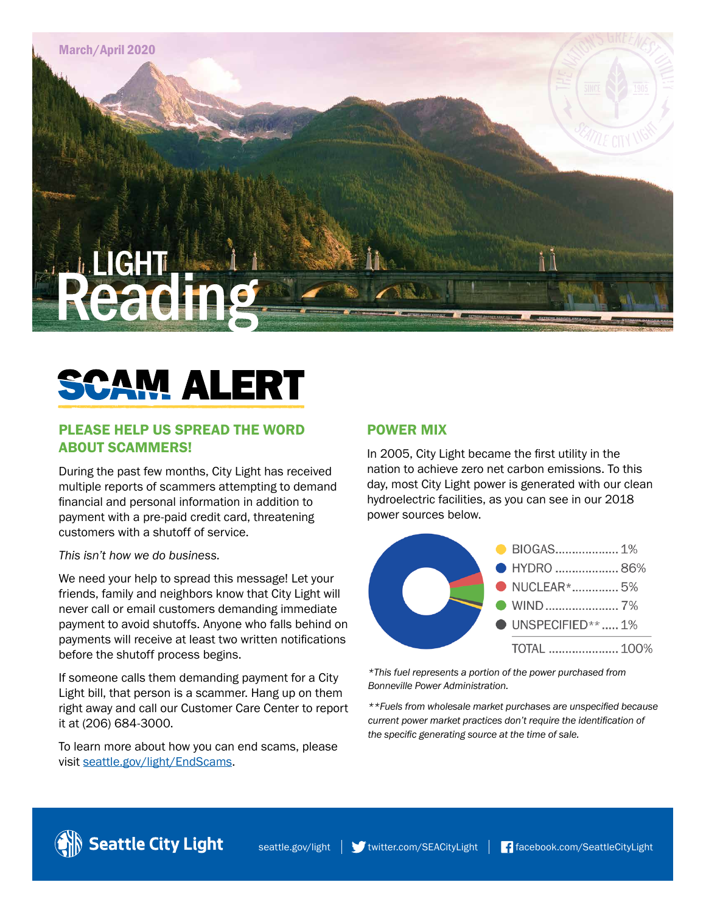March/April 2020

# LIGHT Reading

# SCAM ALERT

## PLEASE HELP US SPREAD THE WORD ABOUT SCAMMERS!

During the past few months, City Light has received multiple reports of scammers attempting to demand financial and personal information in addition to payment with a pre-paid credit card, threatening customers with a shutoff of service.

*This isn't how we do business.*

We need your help to spread this message! Let your friends, family and neighbors know that City Light will never call or email customers demanding immediate payment to avoid shutoffs. Anyone who falls behind on payments will receive at least two written notifications before the shutoff process begins.

If someone calls them demanding payment for a City Light bill, that person is a scammer. Hang up on them right away and call our Customer Care Center to report it at (206) 684-3000.

To learn more about how you can end scams, please visit seattle.gov/light/EndScams.

## POWER MIX

In 2005, City Light became the first utility in the nation to achieve zero net carbon emissions. To this day, most City Light power is generated with our clean hydroelectric facilities, as you can see in our 2018 power sources below.

| Source | Percent |
|---|---|
| BIOGAS | 1% |
| HYDRO | 86% |
| NUCLEAR* | 5% |
| WIND | 7% |
| UNSPECIFIED** | 1% |
| TOTAL | 100% |

*\*This fuel represents a portion of the power purchased from Bonneville Power Administration.*

*\*\*Fuels from wholesale market purchases are unspecified because current power market practices don't require the identification of the specific generating source at the time of sale.*

Seattle City Light | seattle.gov/light | twitter.com/SEACityLight | facebook.com/SeattleCityLight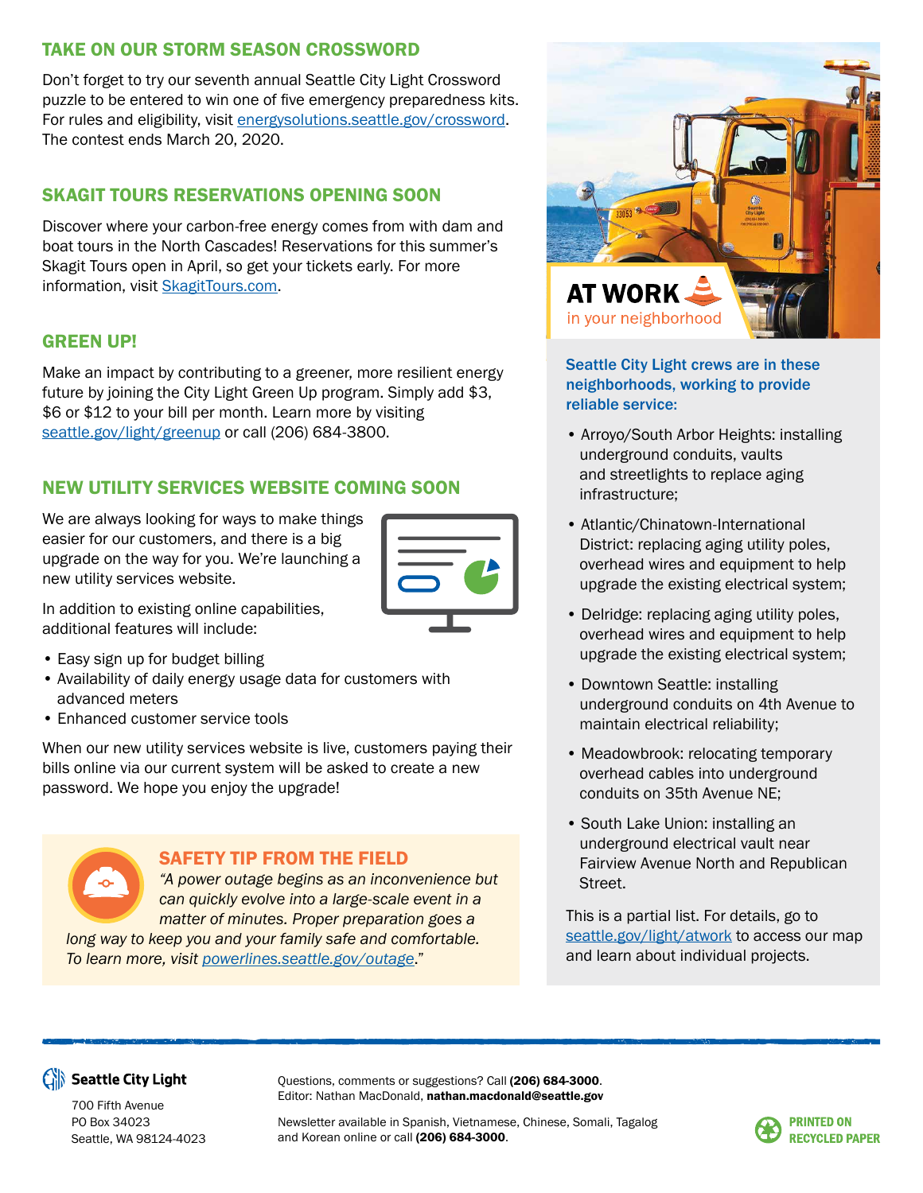## TAKE ON OUR STORM SEASON CROSSWORD

Don't forget to try our seventh annual Seattle City Light Crossword puzzle to be entered to win one of five emergency preparedness kits. For rules and eligibility, visit energysolutions.seattle.gov/crossword. The contest ends March 20, 2020.

## SKAGIT TOURS RESERVATIONS OPENING SOON

Discover where your carbon-free energy comes from with dam and boat tours in the North Cascades! Reservations for this summer's Skagit Tours open in April, so get your tickets early. For more information, visit SkagitTours.com.

## GREEN UP!

Make an impact by contributing to a greener, more resilient energy future by joining the City Light Green Up program. Simply add $3, $6 or $12 to your bill per month. Learn more by visiting seattle.gov/light/greenup or call (206) 684-3800.

## NEW UTILITY SERVICES WEBSITE COMING SOON

We are always looking for ways to make things easier for our customers, and there is a big upgrade on the way for you. We're launching a new utility services website.

In addition to existing online capabilities, additional features will include:

- Easy sign up for budget billing
- Availability of daily energy usage data for customers with advanced meters
- Enhanced customer service tools

When our new utility services website is live, customers paying their bills online via our current system will be asked to create a new password. We hope you enjoy the upgrade!

## SAFETY TIP FROM THE FIELD

*"A power outage begins as an inconvenience but can quickly evolve into a large-scale event in a matter of minutes. Proper preparation goes a long way to keep you and your family safe and comfortable. To learn more, visit powerlines.seattle.gov/outage."*

## AT WORK in your neighborhood

**Seattle City Light crews are in these neighborhoods, working to provide reliable service:**

- Arroyo/South Arbor Heights: installing underground conduits, vaults and streetlights to replace aging infrastructure;
- Atlantic/Chinatown-International District: replacing aging utility poles, overhead wires and equipment to help upgrade the existing electrical system;
- Delridge: replacing aging utility poles, overhead wires and equipment to help upgrade the existing electrical system;
- Downtown Seattle: installing underground conduits on 4th Avenue to maintain electrical reliability;
- Meadowbrook: relocating temporary overhead cables into underground conduits on 35th Avenue NE;
- South Lake Union: installing an underground electrical vault near Fairview Avenue North and Republican Street.

This is a partial list. For details, go to seattle.gov/light/atwork to access our map and learn about individual projects.

---

**Seattle City Light**
700 Fifth Avenue
PO Box 34023
Seattle, WA 98124-4023

Questions, comments or suggestions? Call **(206) 684-3000**.
Editor: Nathan MacDonald, **nathan.macdonald@seattle.gov**

Newsletter available in Spanish, Vietnamese, Chinese, Somali, Tagalog and Korean online or call **(206) 684-3000**.

PRINTED ON RECYCLED PAPER